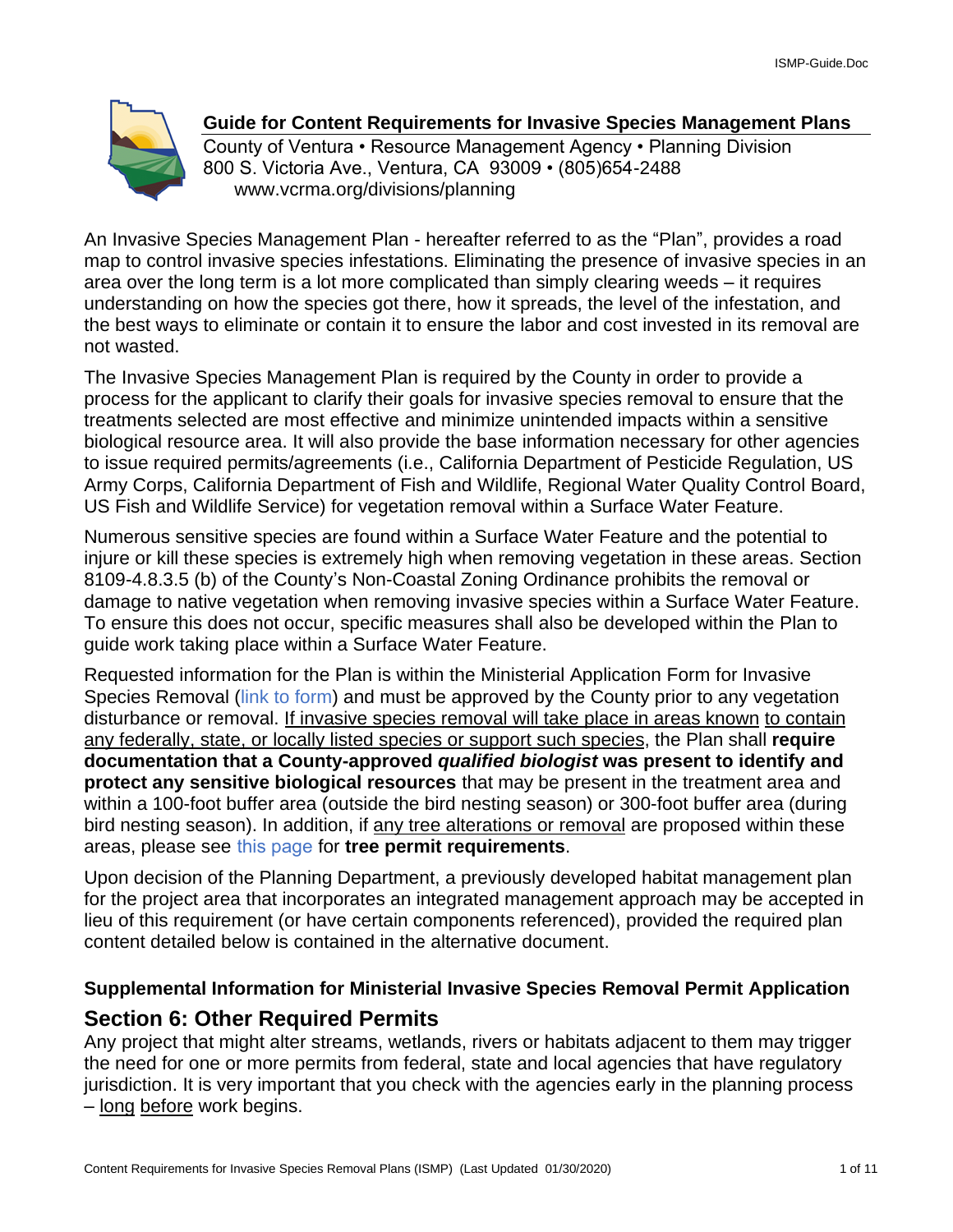# Guide for Content Requirements for Invasive Species Management Plans

County of Ventura • Resource Management Agency • Planning Division
800 S. Victoria Ave., Ventura, CA 93009 • (805)654-2488
www.vcrma.org/divisions/planning

An Invasive Species Management Plan - hereafter referred to as the "Plan", provides a road map to control invasive species infestations. Eliminating the presence of invasive species in an area over the long term is a lot more complicated than simply clearing weeds – it requires understanding on how the species got there, how it spreads, the level of the infestation, and the best ways to eliminate or contain it to ensure the labor and cost invested in its removal are not wasted.

The Invasive Species Management Plan is required by the County in order to provide a process for the applicant to clarify their goals for invasive species removal to ensure that the treatments selected are most effective and minimize unintended impacts within a sensitive biological resource area. It will also provide the base information necessary for other agencies to issue required permits/agreements (i.e., California Department of Pesticide Regulation, US Army Corps, California Department of Fish and Wildlife, Regional Water Quality Control Board, US Fish and Wildlife Service) for vegetation removal within a Surface Water Feature.

Numerous sensitive species are found within a Surface Water Feature and the potential to injure or kill these species is extremely high when removing vegetation in these areas. Section 8109-4.8.3.5 (b) of the County's Non-Coastal Zoning Ordinance prohibits the removal or damage to native vegetation when removing invasive species within a Surface Water Feature. To ensure this does not occur, specific measures shall also be developed within the Plan to guide work taking place within a Surface Water Feature.

Requested information for the Plan is within the Ministerial Application Form for Invasive Species Removal (link to form) and must be approved by the County prior to any vegetation disturbance or removal. If invasive species removal will take place in areas known to contain any federally, state, or locally listed species or support such species, the Plan shall **require documentation that a County-approved *qualified biologist* was present to identify and protect any sensitive biological resources** that may be present in the treatment area and within a 100-foot buffer area (outside the bird nesting season) or 300-foot buffer area (during bird nesting season). In addition, if any tree alterations or removal are proposed within these areas, please see this page for **tree permit requirements**.

Upon decision of the Planning Department, a previously developed habitat management plan for the project area that incorporates an integrated management approach may be accepted in lieu of this requirement (or have certain components referenced), provided the required plan content detailed below is contained in the alternative document.

### Supplemental Information for Ministerial Invasive Species Removal Permit Application

## Section 6: Other Required Permits

Any project that might alter streams, wetlands, rivers or habitats adjacent to them may trigger the need for one or more permits from federal, state and local agencies that have regulatory jurisdiction. It is very important that you check with the agencies early in the planning process – long before work begins.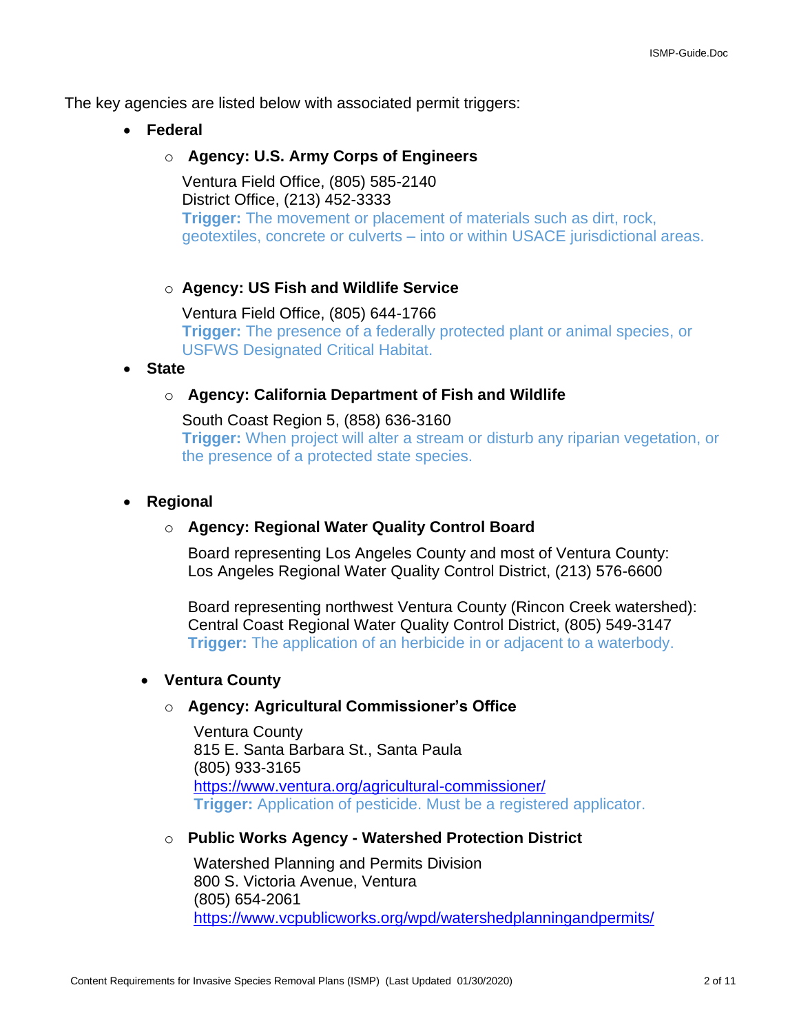The key agencies are listed below with associated permit triggers:

- **Federal**
  - **Agency: U.S. Army Corps of Engineers**

    Ventura Field Office, (805) 585-2140
    District Office, (213) 452-3333
    **Trigger:** The movement or placement of materials such as dirt, rock, geotextiles, concrete or culverts – into or within USACE jurisdictional areas.

  - **Agency: US Fish and Wildlife Service**

    Ventura Field Office, (805) 644-1766
    **Trigger:** The presence of a federally protected plant or animal species, or USFWS Designated Critical Habitat.

- **State**
  - **Agency: California Department of Fish and Wildlife**

    South Coast Region 5, (858) 636-3160
    **Trigger:** When project will alter a stream or disturb any riparian vegetation, or the presence of a protected state species.

- **Regional**
  - **Agency: Regional Water Quality Control Board**

    Board representing Los Angeles County and most of Ventura County:
    Los Angeles Regional Water Quality Control District, (213) 576-6600

    Board representing northwest Ventura County (Rincon Creek watershed):
    Central Coast Regional Water Quality Control District, (805) 549-3147
    **Trigger:** The application of an herbicide in or adjacent to a waterbody.

- **Ventura County**
  - **Agency: Agricultural Commissioner's Office**

    Ventura County
    815 E. Santa Barbara St., Santa Paula
    (805) 933-3165
    https://www.ventura.org/agricultural-commissioner/
    **Trigger:** Application of pesticide. Must be a registered applicator.

  - **Public Works Agency - Watershed Protection District**

    Watershed Planning and Permits Division
    800 S. Victoria Avenue, Ventura
    (805) 654-2061
    https://www.vcpublicworks.org/wpd/watershedplanningandpermits/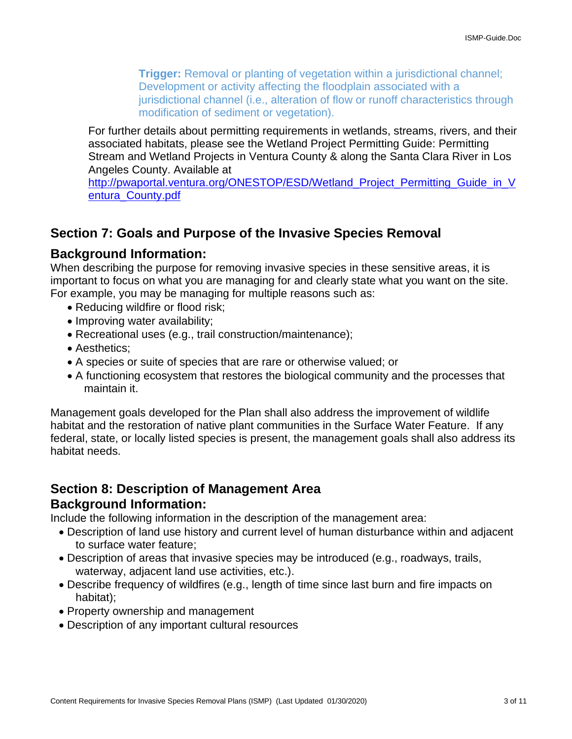**Trigger:** Removal or planting of vegetation within a jurisdictional channel; Development or activity affecting the floodplain associated with a jurisdictional channel (i.e., alteration of flow or runoff characteristics through modification of sediment or vegetation).

For further details about permitting requirements in wetlands, streams, rivers, and their associated habitats, please see the Wetland Project Permitting Guide: Permitting Stream and Wetland Projects in Ventura County & along the Santa Clara River in Los Angeles County. Available at http://pwaportal.ventura.org/ONESTOP/ESD/Wetland_Project_Permitting_Guide_in_Ventura_County.pdf

## Section 7: Goals and Purpose of the Invasive Species Removal

### Background Information:

When describing the purpose for removing invasive species in these sensitive areas, it is important to focus on what you are managing for and clearly state what you want on the site. For example, you may be managing for multiple reasons such as:

- Reducing wildfire or flood risk;
- Improving water availability;
- Recreational uses (e.g., trail construction/maintenance);
- Aesthetics;
- A species or suite of species that are rare or otherwise valued; or
- A functioning ecosystem that restores the biological community and the processes that maintain it.

Management goals developed for the Plan shall also address the improvement of wildlife habitat and the restoration of native plant communities in the Surface Water Feature. If any federal, state, or locally listed species is present, the management goals shall also address its habitat needs.

## Section 8: Description of Management Area

### Background Information:

Include the following information in the description of the management area:

- Description of land use history and current level of human disturbance within and adjacent to surface water feature;
- Description of areas that invasive species may be introduced (e.g., roadways, trails, waterway, adjacent land use activities, etc.).
- Describe frequency of wildfires (e.g., length of time since last burn and fire impacts on habitat);
- Property ownership and management
- Description of any important cultural resources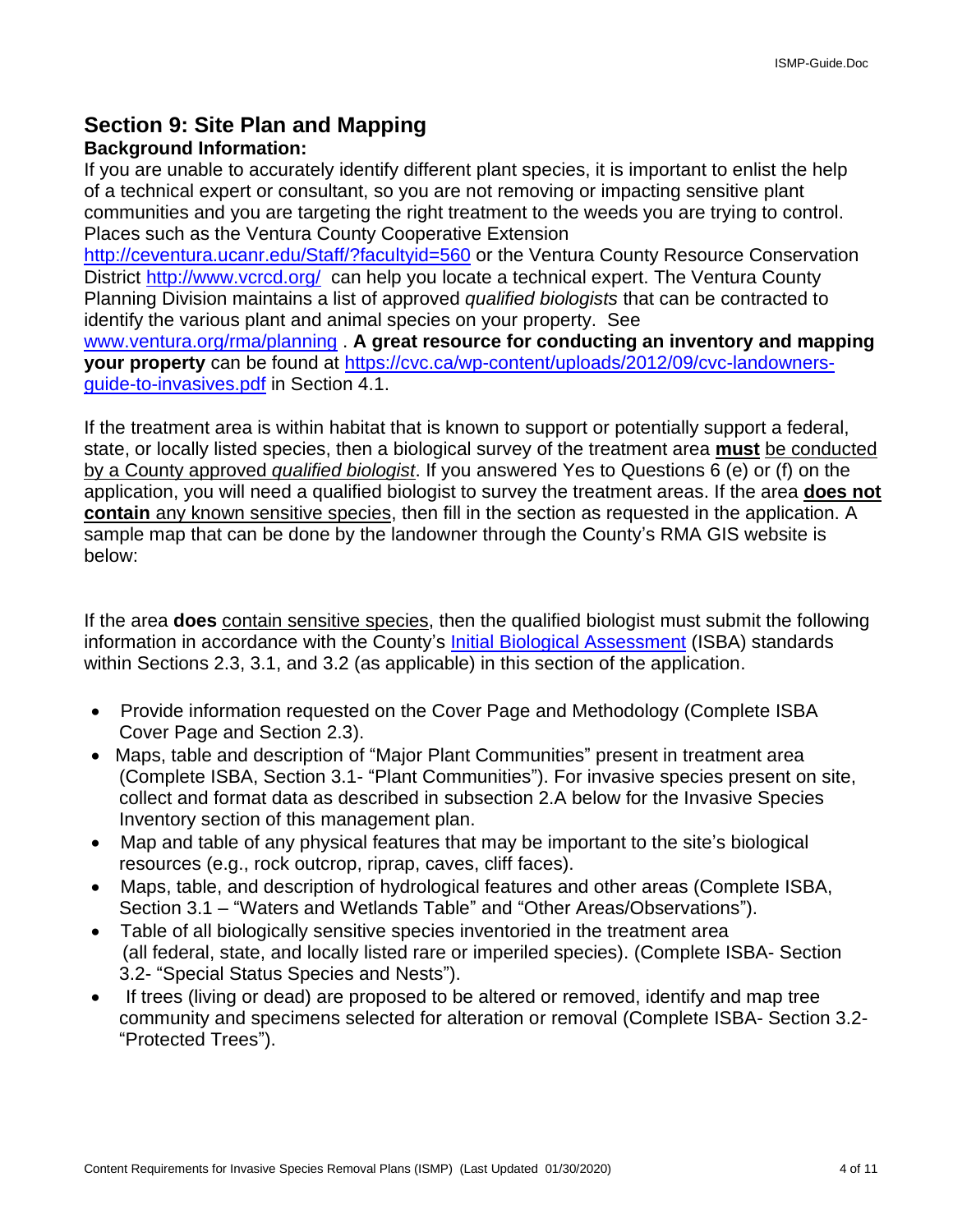## Section 9: Site Plan and Mapping

**Background Information:**

If you are unable to accurately identify different plant species, it is important to enlist the help of a technical expert or consultant, so you are not removing or impacting sensitive plant communities and you are targeting the right treatment to the weeds you are trying to control. Places such as the Ventura County Cooperative Extension [http://ceventura.ucanr.edu/Staff/?facultyid=560](http://ceventura.ucanr.edu/Staff/?facultyid=560) or the Ventura County Resource Conservation District [http://www.vcrcd.org/](http://www.vcrcd.org/) can help you locate a technical expert. The Ventura County Planning Division maintains a list of approved *qualified biologists* that can be contracted to identify the various plant and animal species on your property. See [www.ventura.org/rma/planning](www.ventura.org/rma/planning) . **A great resource for conducting an inventory and mapping your property** can be found at [https://cvc.ca/wp-content/uploads/2012/09/cvc-landowners-guide-to-invasives.pdf](https://cvc.ca/wp-content/uploads/2012/09/cvc-landowners-guide-to-invasives.pdf) in Section 4.1.

If the treatment area is within habitat that is known to support or potentially support a federal, state, or locally listed species, then a biological survey of the treatment area **must** be conducted by a County approved *qualified biologist*. If you answered Yes to Questions 6 (e) or (f) on the application, you will need a qualified biologist to survey the treatment areas. If the area **does not contain** any known sensitive species, then fill in the section as requested in the application. A sample map that can be done by the landowner through the County's RMA GIS website is below:

If the area **does** contain sensitive species, then the qualified biologist must submit the following information in accordance with the County's Initial Biological Assessment (ISBA) standards within Sections 2.3, 3.1, and 3.2 (as applicable) in this section of the application.

- Provide information requested on the Cover Page and Methodology (Complete ISBA Cover Page and Section 2.3).
- Maps, table and description of "Major Plant Communities" present in treatment area (Complete ISBA, Section 3.1- "Plant Communities"). For invasive species present on site, collect and format data as described in subsection 2.A below for the Invasive Species Inventory section of this management plan.
- Map and table of any physical features that may be important to the site's biological resources (e.g., rock outcrop, riprap, caves, cliff faces).
- Maps, table, and description of hydrological features and other areas (Complete ISBA, Section 3.1 – "Waters and Wetlands Table" and "Other Areas/Observations").
- Table of all biologically sensitive species inventoried in the treatment area (all federal, state, and locally listed rare or imperiled species). (Complete ISBA- Section 3.2- "Special Status Species and Nests").
- If trees (living or dead) are proposed to be altered or removed, identify and map tree community and specimens selected for alteration or removal (Complete ISBA- Section 3.2- "Protected Trees").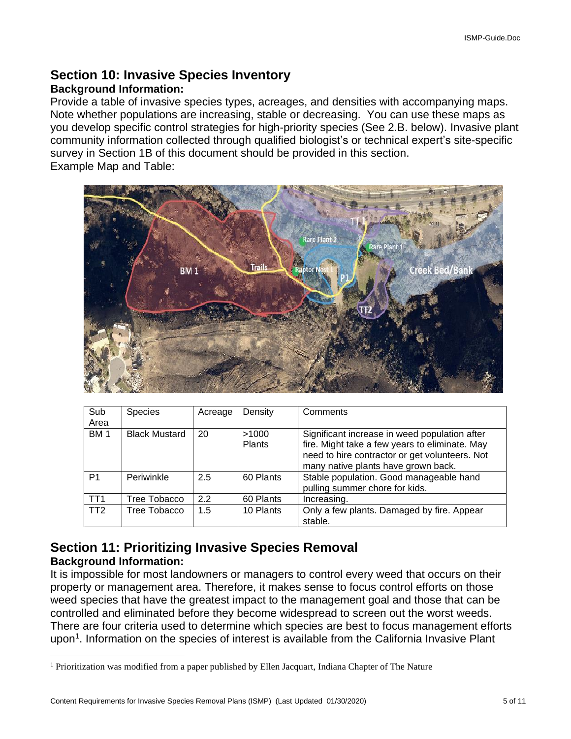## Section 10: Invasive Species Inventory

### Background Information:

Provide a table of invasive species types, acreages, and densities with accompanying maps. Note whether populations are increasing, stable or decreasing. You can use these maps as you develop specific control strategies for high-priority species (See 2.B. below). Invasive plant community information collected through qualified biologist's or technical expert's site-specific survey in Section 1B of this document should be provided in this section.

Example Map and Table:

| Sub Area | Species | Acreage | Density | Comments |
|---|---|---|---|---|
| BM 1 | Black Mustard | 20 | >1000 Plants | Significant increase in weed population after fire. Might take a few years to eliminate. May need to hire contractor or get volunteers. Not many native plants have grown back. |
| P1 | Periwinkle | 2.5 | 60 Plants | Stable population. Good manageable hand pulling summer chore for kids. |
| TT1 | Tree Tobacco | 2.2 | 60 Plants | Increasing. |
| TT2 | Tree Tobacco | 1.5 | 10 Plants | Only a few plants. Damaged by fire. Appear stable. |

## Section 11: Prioritizing Invasive Species Removal

### Background Information:

It is impossible for most landowners or managers to control every weed that occurs on their property or management area. Therefore, it makes sense to focus control efforts on those weed species that have the greatest impact to the management goal and those that can be controlled and eliminated before they become widespread to screen out the worst weeds. There are four criteria used to determine which species are best to focus management efforts upon[1]. Information on the species of interest is available from the California Invasive Plant

[1] Prioritization was modified from a paper published by Ellen Jacquart, Indiana Chapter of The Nature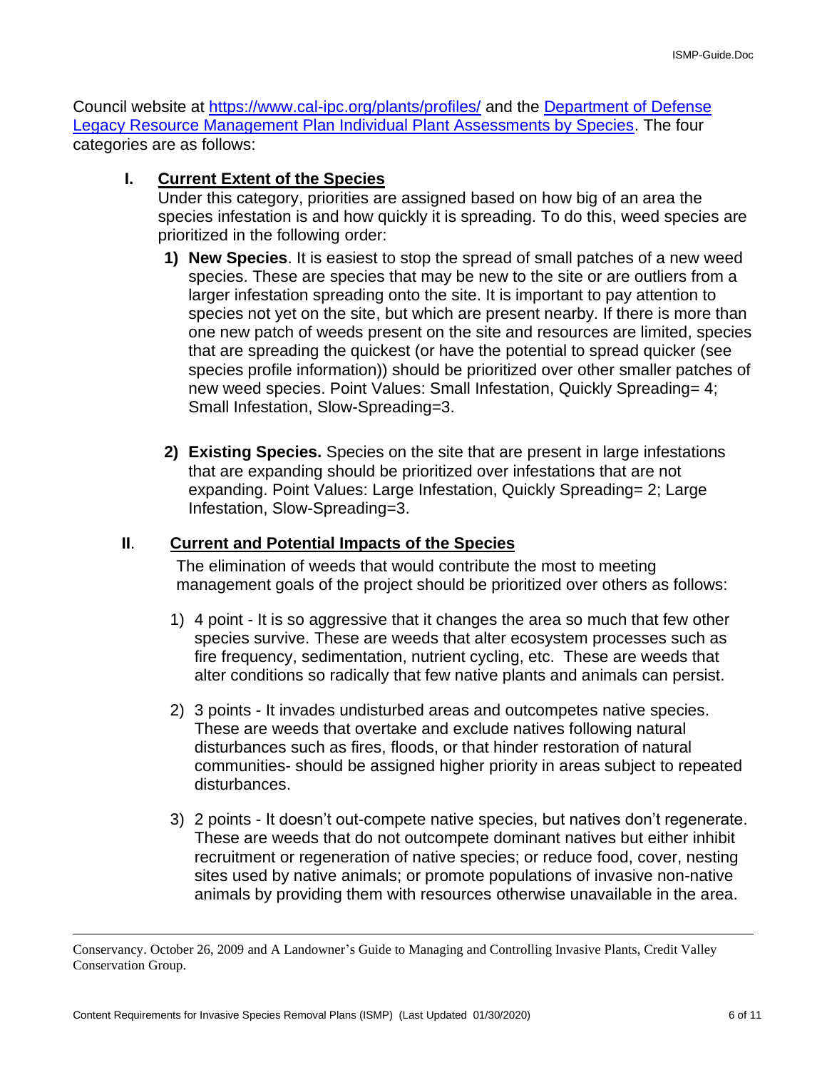Council website at [https://www.cal-ipc.org/plants/profiles/](https://www.cal-ipc.org/plants/profiles/) and the Department of Defense Legacy Resource Management Plan Individual Plant Assessments by Species. The four categories are as follows:

**I. Current Extent of the Species**

Under this category, priorities are assigned based on how big of an area the species infestation is and how quickly it is spreading. To do this, weed species are prioritized in the following order:

1) **New Species**. It is easiest to stop the spread of small patches of a new weed species. These are species that may be new to the site or are outliers from a larger infestation spreading onto the site. It is important to pay attention to species not yet on the site, but which are present nearby. If there is more than one new patch of weeds present on the site and resources are limited, species that are spreading the quickest (or have the potential to spread quicker (see species profile information)) should be prioritized over other smaller patches of new weed species. Point Values: Small Infestation, Quickly Spreading= 4; Small Infestation, Slow-Spreading=3.

2) **Existing Species.** Species on the site that are present in large infestations that are expanding should be prioritized over infestations that are not expanding. Point Values: Large Infestation, Quickly Spreading= 2; Large Infestation, Slow-Spreading=3.

**II. Current and Potential Impacts of the Species**

The elimination of weeds that would contribute the most to meeting management goals of the project should be prioritized over others as follows:

1) 4 point - It is so aggressive that it changes the area so much that few other species survive. These are weeds that alter ecosystem processes such as fire frequency, sedimentation, nutrient cycling, etc. These are weeds that alter conditions so radically that few native plants and animals can persist.

2) 3 points - It invades undisturbed areas and outcompetes native species. These are weeds that overtake and exclude natives following natural disturbances such as fires, floods, or that hinder restoration of natural communities- should be assigned higher priority in areas subject to repeated disturbances.

3) 2 points - It doesn't out-compete native species, but natives don't regenerate. These are weeds that do not outcompete dominant natives but either inhibit recruitment or regeneration of native species; or reduce food, cover, nesting sites used by native animals; or promote populations of invasive non-native animals by providing them with resources otherwise unavailable in the area.

---

Conservancy. October 26, 2009 and A Landowner's Guide to Managing and Controlling Invasive Plants, Credit Valley Conservation Group.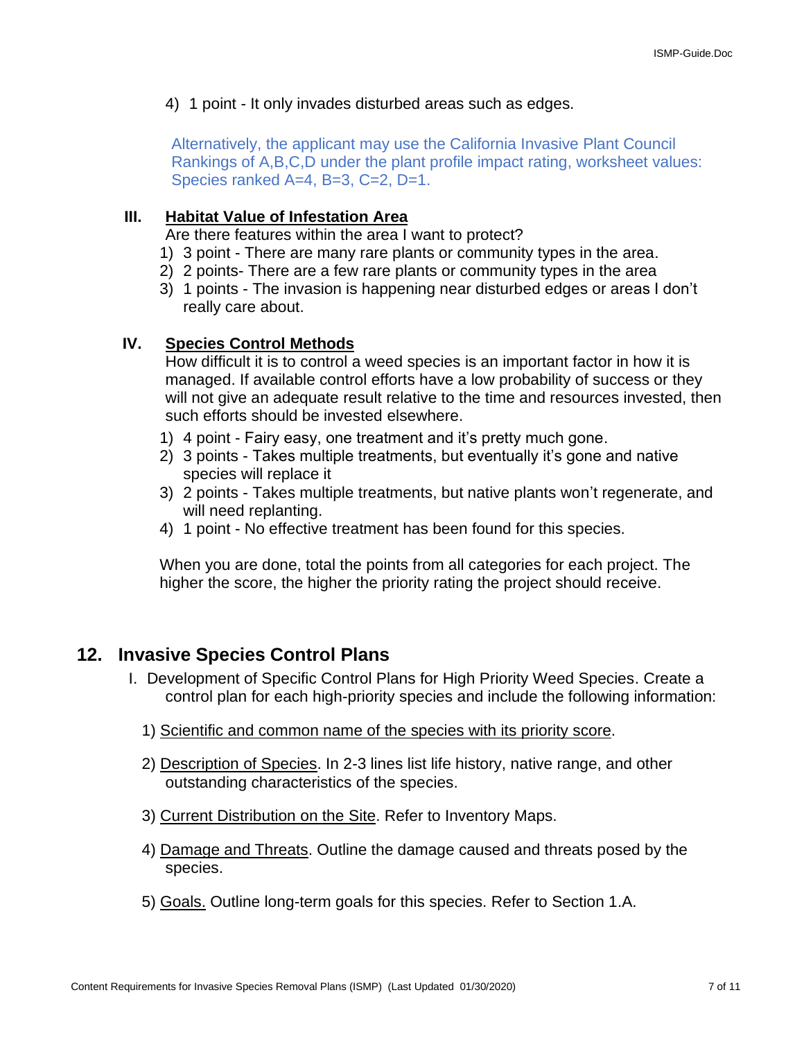4) 1 point - It only invades disturbed areas such as edges.

Alternatively, the applicant may use the California Invasive Plant Council Rankings of A,B,C,D under the plant profile impact rating, worksheet values: Species ranked A=4, B=3, C=2, D=1.

**III. <u>Habitat Value of Infestation Area</u>**

Are there features within the area I want to protect?

1) 3 point - There are many rare plants or community types in the area.
2) 2 points- There are a few rare plants or community types in the area
3) 1 points - The invasion is happening near disturbed edges or areas I don't really care about.

**IV. <u>Species Control Methods</u>**

How difficult it is to control a weed species is an important factor in how it is managed. If available control efforts have a low probability of success or they will not give an adequate result relative to the time and resources invested, then such efforts should be invested elsewhere.

1) 4 point - Fairy easy, one treatment and it's pretty much gone.
2) 3 points - Takes multiple treatments, but eventually it's gone and native species will replace it
3) 2 points - Takes multiple treatments, but native plants won't regenerate, and will need replanting.
4) 1 point - No effective treatment has been found for this species.

When you are done, total the points from all categories for each project. The higher the score, the higher the priority rating the project should receive.

## 12. Invasive Species Control Plans

I. Development of Specific Control Plans for High Priority Weed Species. Create a control plan for each high-priority species and include the following information:

1) <u>Scientific and common name of the species with its priority score</u>.

2) <u>Description of Species</u>. In 2-3 lines list life history, native range, and other outstanding characteristics of the species.

3) <u>Current Distribution on the Site</u>. Refer to Inventory Maps.

4) <u>Damage and Threats</u>. Outline the damage caused and threats posed by the species.

5) <u>Goals.</u> Outline long-term goals for this species. Refer to Section 1.A.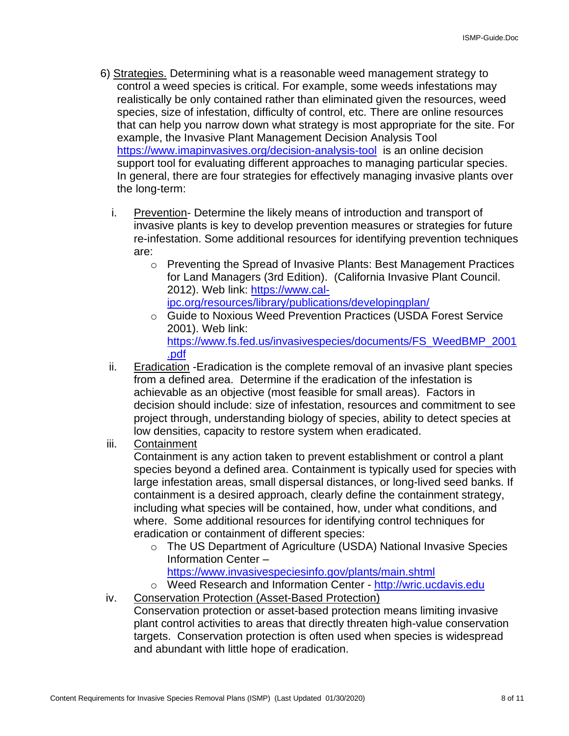6) <u>Strategies.</u> Determining what is a reasonable weed management strategy to control a weed species is critical. For example, some weeds infestations may realistically be only contained rather than eliminated given the resources, weed species, size of infestation, difficulty of control, etc. There are online resources that can help you narrow down what strategy is most appropriate for the site. For example, the Invasive Plant Management Decision Analysis Tool https://www.imapinvasives.org/decision-analysis-tool is an online decision support tool for evaluating different approaches to managing particular species. In general, there are four strategies for effectively managing invasive plants over the long-term:

   i. <u>Prevention</u>- Determine the likely means of introduction and transport of invasive plants is key to develop prevention measures or strategies for future re-infestation. Some additional resources for identifying prevention techniques are:
      - Preventing the Spread of Invasive Plants: Best Management Practices for Land Managers (3rd Edition). (California Invasive Plant Council. 2012). Web link: https://www.cal-ipc.org/resources/library/publications/developingplan/
      - Guide to Noxious Weed Prevention Practices (USDA Forest Service 2001). Web link: https://www.fs.fed.us/invasivespecies/documents/FS_WeedBMP_2001.pdf

   ii. <u>Eradication</u> -Eradication is the complete removal of an invasive plant species from a defined area. Determine if the eradication of the infestation is achievable as an objective (most feasible for small areas). Factors in decision should include: size of infestation, resources and commitment to see project through, understanding biology of species, ability to detect species at low densities, capacity to restore system when eradicated.

   iii. <u>Containment</u>
   Containment is any action taken to prevent establishment or control a plant species beyond a defined area. Containment is typically used for species with large infestation areas, small dispersal distances, or long-lived seed banks. If containment is a desired approach, clearly define the containment strategy, including what species will be contained, how, under what conditions, and where. Some additional resources for identifying control techniques for eradication or containment of different species:
      - The US Department of Agriculture (USDA) National Invasive Species Information Center – https://www.invasivespeciesinfo.gov/plants/main.shtml
      - Weed Research and Information Center - http://wric.ucdavis.edu

   iv. <u>Conservation Protection (Asset-Based Protection)</u>
   Conservation protection or asset-based protection means limiting invasive plant control activities to areas that directly threaten high-value conservation targets. Conservation protection is often used when species is widespread and abundant with little hope of eradication.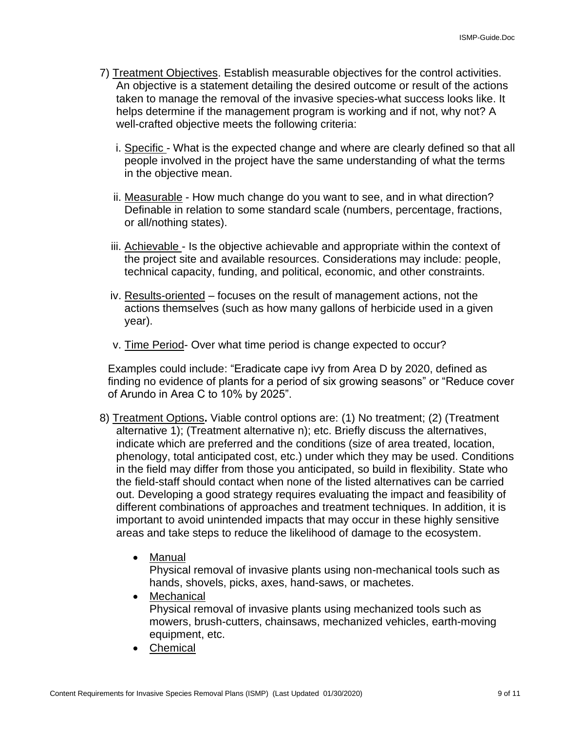7) Treatment Objectives. Establish measurable objectives for the control activities. An objective is a statement detailing the desired outcome or result of the actions taken to manage the removal of the invasive species-what success looks like. It helps determine if the management program is working and if not, why not? A well-crafted objective meets the following criteria:

   i. Specific - What is the expected change and where are clearly defined so that all people involved in the project have the same understanding of what the terms in the objective mean.

   ii. Measurable - How much change do you want to see, and in what direction? Definable in relation to some standard scale (numbers, percentage, fractions, or all/nothing states).

   iii. Achievable - Is the objective achievable and appropriate within the context of the project site and available resources. Considerations may include: people, technical capacity, funding, and political, economic, and other constraints.

   iv. Results-oriented – focuses on the result of management actions, not the actions themselves (such as how many gallons of herbicide used in a given year).

   v. Time Period- Over what time period is change expected to occur?

   Examples could include: "Eradicate cape ivy from Area D by 2020, defined as finding no evidence of plants for a period of six growing seasons" or "Reduce cover of Arundo in Area C to 10% by 2025".

8) Treatment Options**.** Viable control options are: (1) No treatment; (2) (Treatment alternative 1); (Treatment alternative n); etc. Briefly discuss the alternatives, indicate which are preferred and the conditions (size of area treated, location, phenology, total anticipated cost, etc.) under which they may be used. Conditions in the field may differ from those you anticipated, so build in flexibility. State who the field-staff should contact when none of the listed alternatives can be carried out. Developing a good strategy requires evaluating the impact and feasibility of different combinations of approaches and treatment techniques. In addition, it is important to avoid unintended impacts that may occur in these highly sensitive areas and take steps to reduce the likelihood of damage to the ecosystem.

   - Manual
     Physical removal of invasive plants using non-mechanical tools such as hands, shovels, picks, axes, hand-saws, or machetes.
   - Mechanical
     Physical removal of invasive plants using mechanized tools such as mowers, brush-cutters, chainsaws, mechanized vehicles, earth-moving equipment, etc.
   - Chemical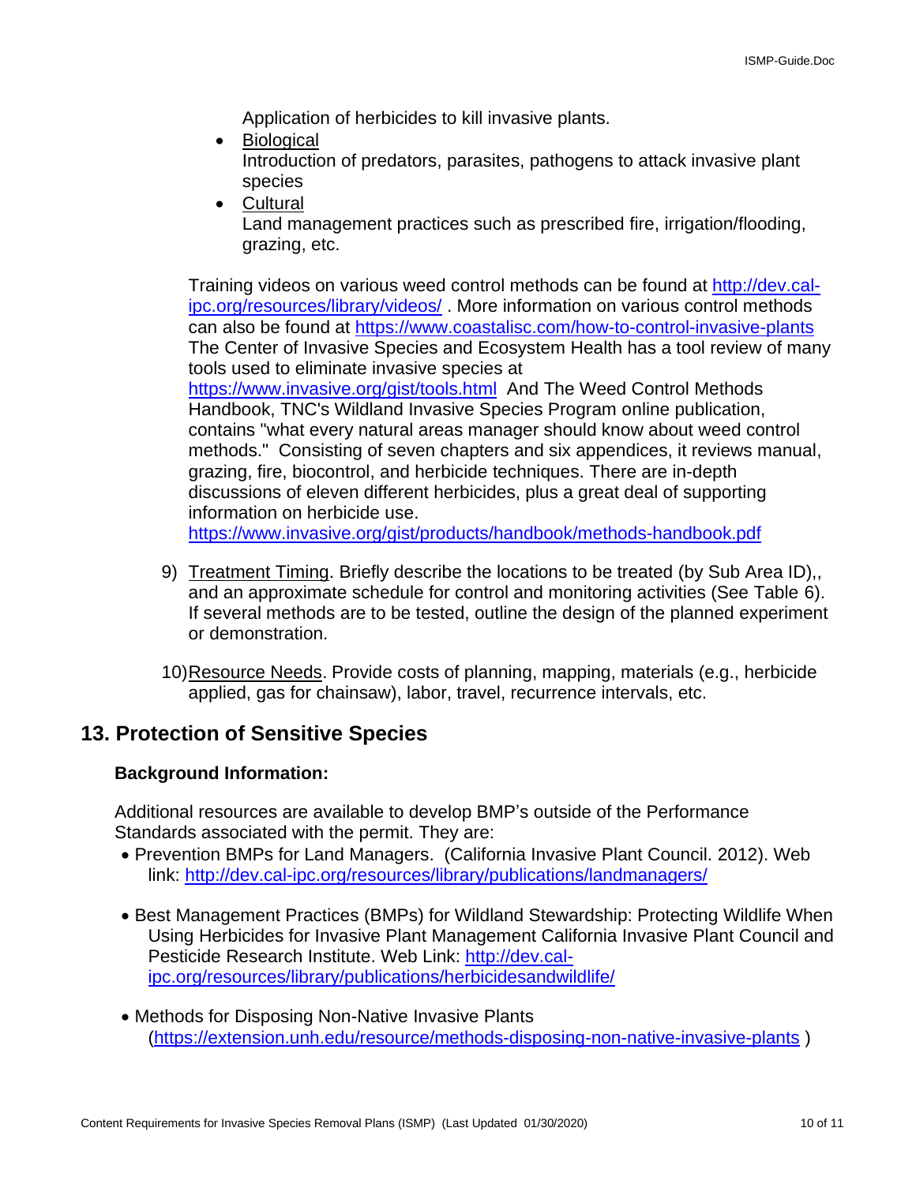Application of herbicides to kill invasive plants.

- Biological
  Introduction of predators, parasites, pathogens to attack invasive plant species
- Cultural
  Land management practices such as prescribed fire, irrigation/flooding, grazing, etc.

Training videos on various weed control methods can be found at http://dev.cal-ipc.org/resources/library/videos/ . More information on various control methods can also be found at https://www.coastalisc.com/how-to-control-invasive-plants The Center of Invasive Species and Ecosystem Health has a tool review of many tools used to eliminate invasive species at https://www.invasive.org/gist/tools.html And The Weed Control Methods Handbook, TNC's Wildland Invasive Species Program online publication, contains "what every natural areas manager should know about weed control methods." Consisting of seven chapters and six appendices, it reviews manual, grazing, fire, biocontrol, and herbicide techniques. There are in-depth discussions of eleven different herbicides, plus a great deal of supporting information on herbicide use. https://www.invasive.org/gist/products/handbook/methods-handbook.pdf

9) Treatment Timing. Briefly describe the locations to be treated (by Sub Area ID),, and an approximate schedule for control and monitoring activities (See Table 6). If several methods are to be tested, outline the design of the planned experiment or demonstration.

10) Resource Needs. Provide costs of planning, mapping, materials (e.g., herbicide applied, gas for chainsaw), labor, travel, recurrence intervals, etc.

## 13. Protection of Sensitive Species

**Background Information:**

Additional resources are available to develop BMP's outside of the Performance Standards associated with the permit. They are:

- Prevention BMPs for Land Managers. (California Invasive Plant Council. 2012). Web link: http://dev.cal-ipc.org/resources/library/publications/landmanagers/
- Best Management Practices (BMPs) for Wildland Stewardship: Protecting Wildlife When Using Herbicides for Invasive Plant Management California Invasive Plant Council and Pesticide Research Institute. Web Link: http://dev.cal-ipc.org/resources/library/publications/herbicidesandwildlife/
- Methods for Disposing Non-Native Invasive Plants (https://extension.unh.edu/resource/methods-disposing-non-native-invasive-plants )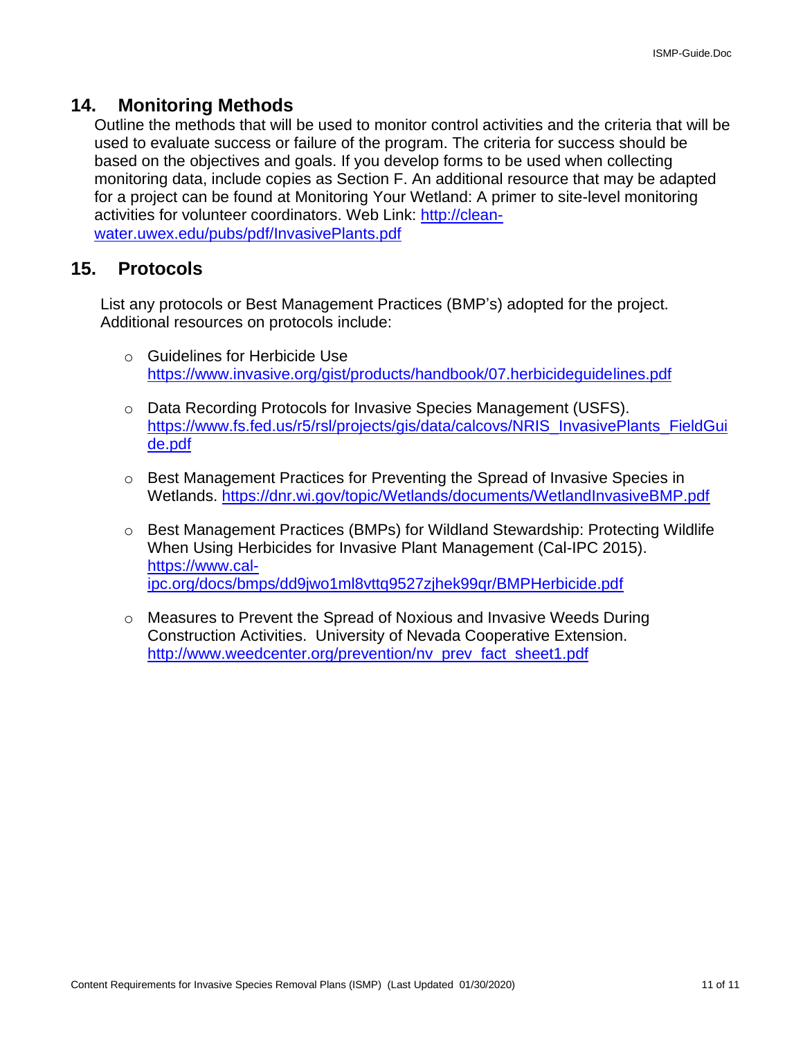## 14. Monitoring Methods

Outline the methods that will be used to monitor control activities and the criteria that will be used to evaluate success or failure of the program. The criteria for success should be based on the objectives and goals. If you develop forms to be used when collecting monitoring data, include copies as Section F. An additional resource that may be adapted for a project can be found at Monitoring Your Wetland: A primer to site-level monitoring activities for volunteer coordinators. Web Link: http://clean-water.uwex.edu/pubs/pdf/InvasivePlants.pdf

## 15. Protocols

List any protocols or Best Management Practices (BMP's) adopted for the project. Additional resources on protocols include:

- Guidelines for Herbicide Use https://www.invasive.org/gist/products/handbook/07.herbicideguidelines.pdf
- Data Recording Protocols for Invasive Species Management (USFS). https://www.fs.fed.us/r5/rsl/projects/gis/data/calcovs/NRIS_InvasivePlants_FieldGuide.pdf
- Best Management Practices for Preventing the Spread of Invasive Species in Wetlands. https://dnr.wi.gov/topic/Wetlands/documents/WetlandInvasiveBMP.pdf
- Best Management Practices (BMPs) for Wildland Stewardship: Protecting Wildlife When Using Herbicides for Invasive Plant Management (Cal-IPC 2015). https://www.cal-ipc.org/docs/bmps/dd9jwo1ml8vttq9527zjhek99qr/BMPHerbicide.pdf
- Measures to Prevent the Spread of Noxious and Invasive Weeds During Construction Activities. University of Nevada Cooperative Extension. http://www.weedcenter.org/prevention/nv_prev_fact_sheet1.pdf